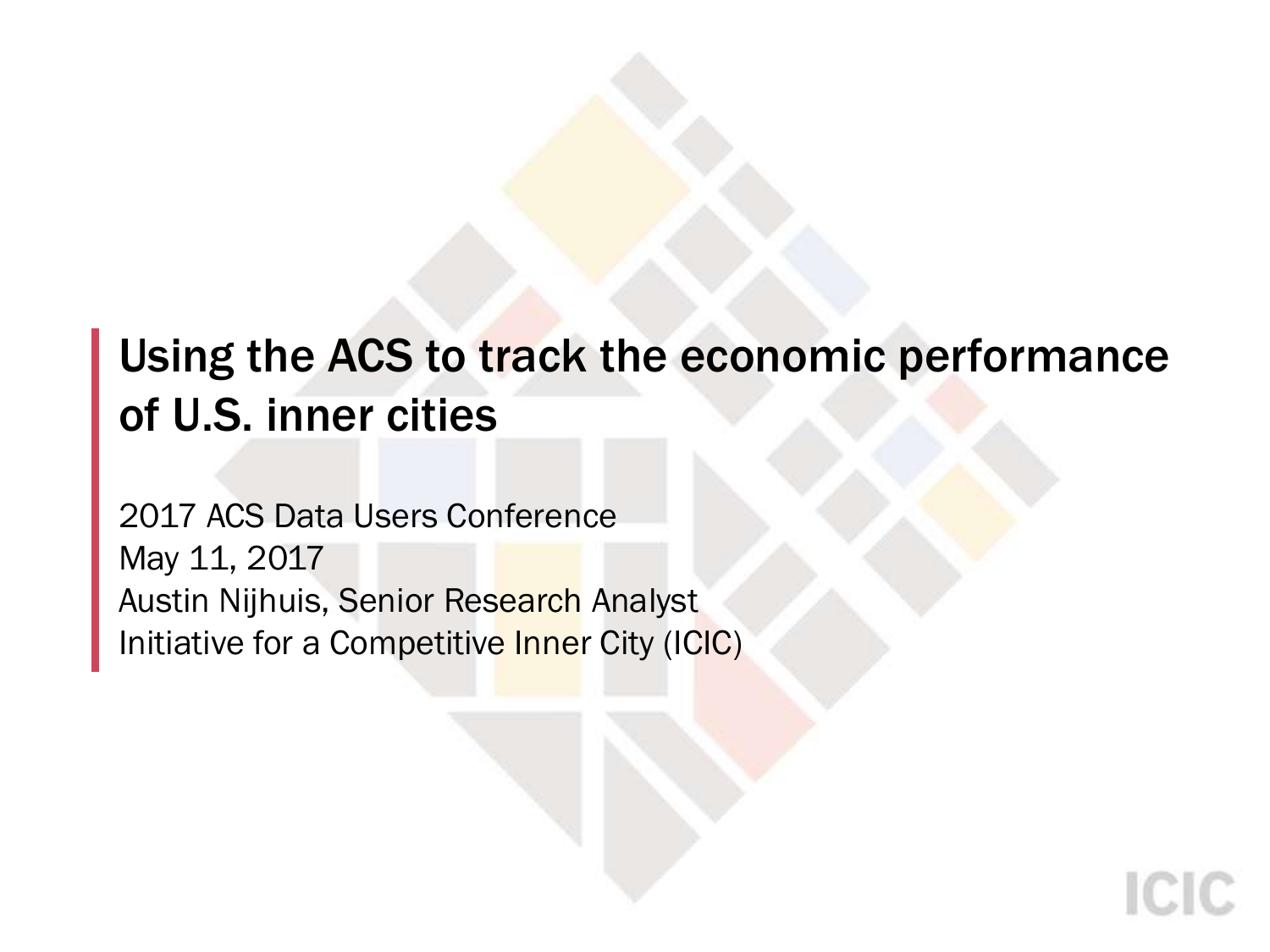# Using the ACS to track the economic performance of U.S. inner cities

2017 ACS Data Users Conference
May 11, 2017
Austin Nijhuis, Senior Research Analyst
Initiative for a Competitive Inner City (ICIC)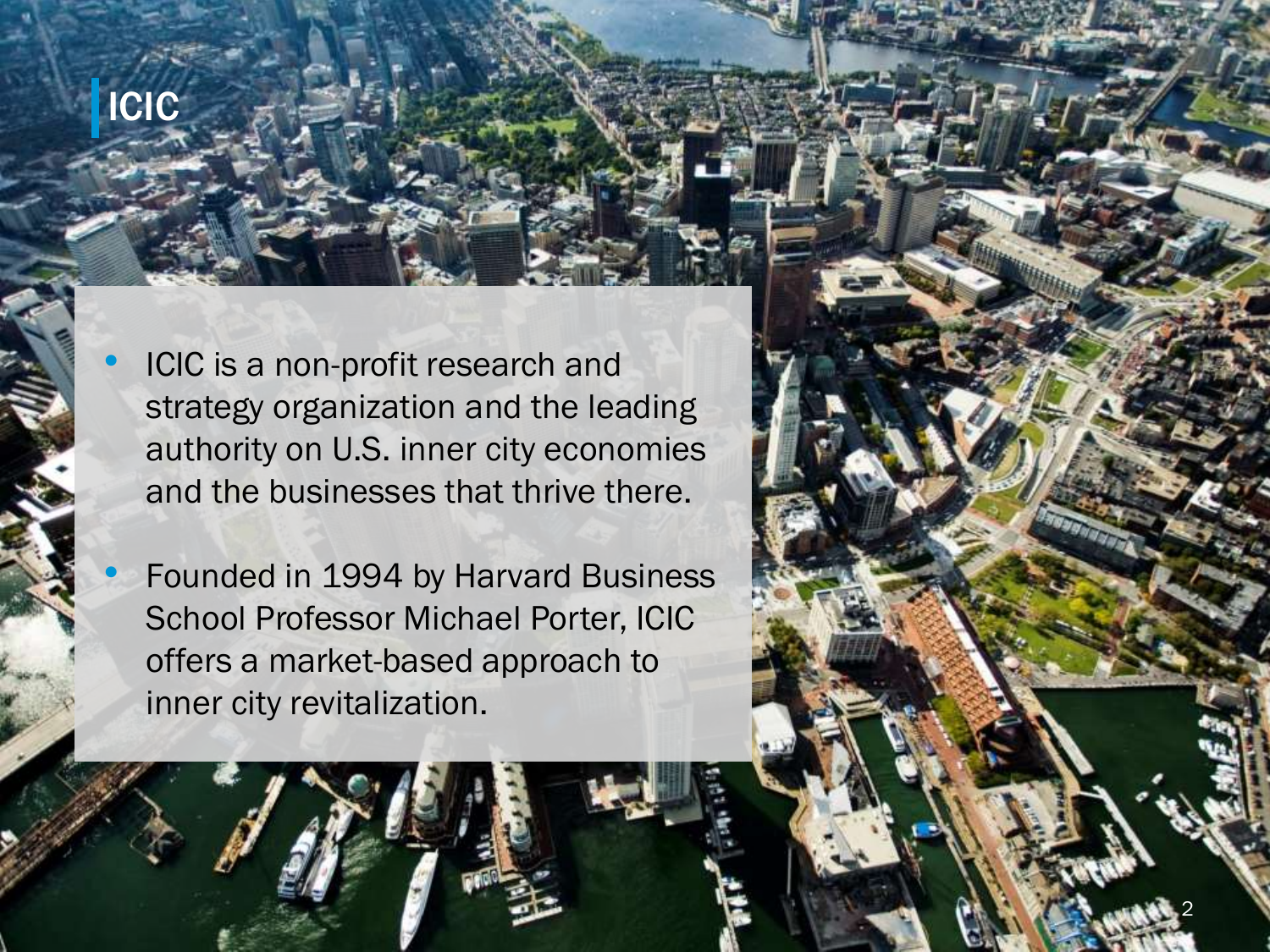# ICIC

- ICIC is a non-profit research and strategy organization and the leading authority on U.S. inner city economies and the businesses that thrive there.
- Founded in 1994 by Harvard Business School Professor Michael Porter, ICIC offers a market-based approach to inner city revitalization.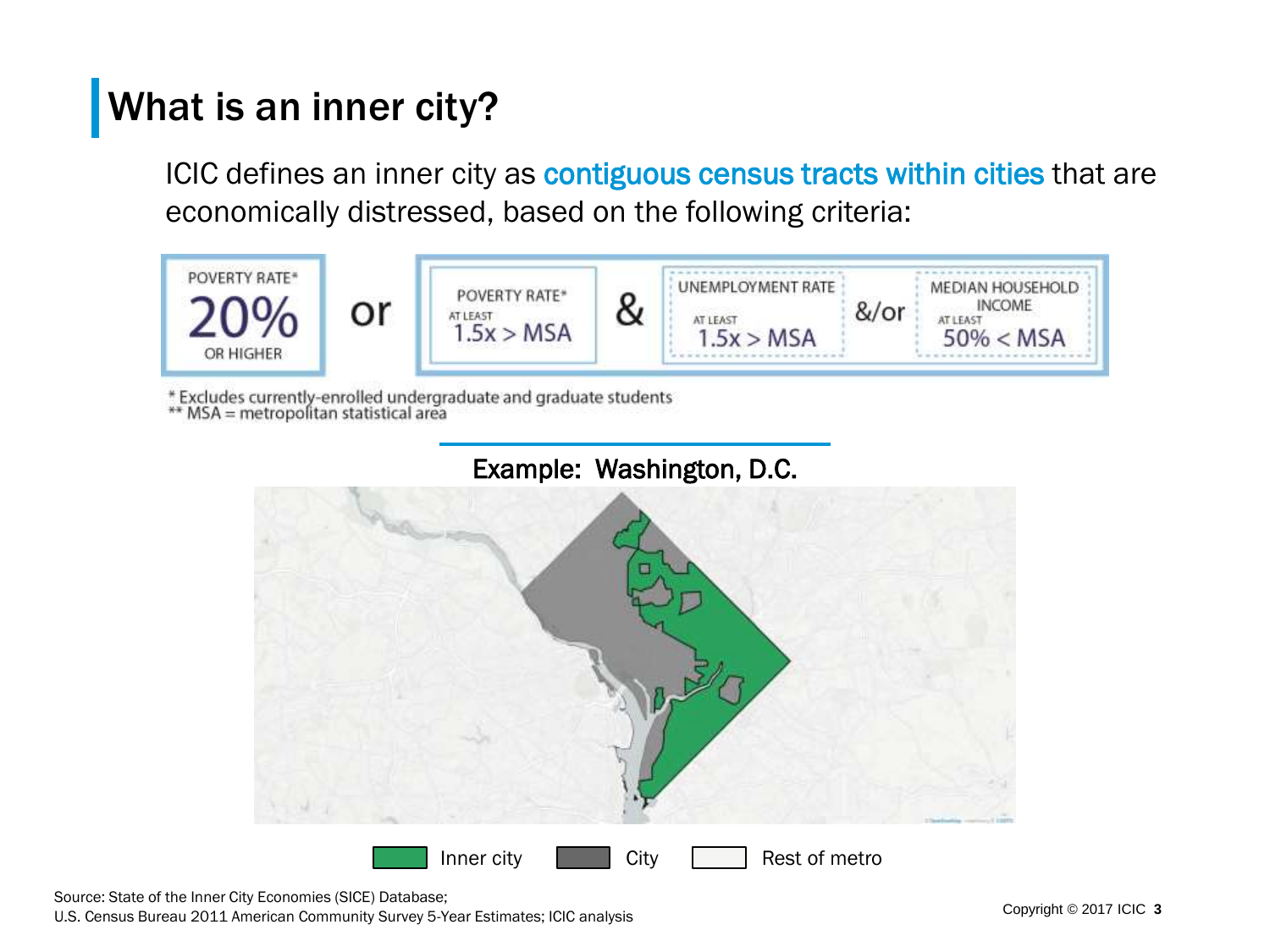# What is an inner city?

ICIC defines an inner city as contiguous census tracts within cities that are economically distressed, based on the following criteria:

POVERTY RATE* 20% OR HIGHER

or

POVERTY RATE* AT LEAST 1.5x > MSA

&

UNEMPLOYMENT RATE AT LEAST 1.5x > MSA

&/or

MEDIAN HOUSEHOLD INCOME AT LEAST 50% < MSA

\* Excludes currently-enrolled undergraduate and graduate students
** MSA = metropolitan statistical area

Example: Washington, D.C.

Inner city | City | Rest of metro

Source: State of the Inner City Economies (SICE) Database;
U.S. Census Bureau 2011 American Community Survey 5-Year Estimates; ICIC analysis

Copyright © 2017 ICIC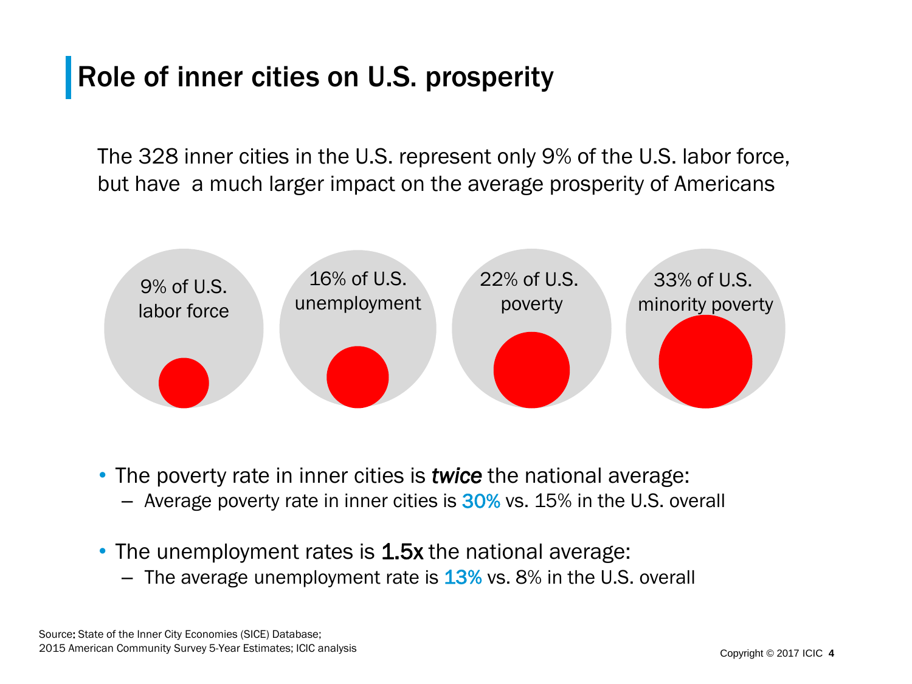# Role of inner cities on U.S. prosperity

The 328 inner cities in the U.S. represent only 9% of the U.S. labor force, but have a much larger impact on the average prosperity of Americans

9% of U.S. labor force

16% of U.S. unemployment

22% of U.S. poverty

33% of U.S. minority poverty

- The poverty rate in inner cities is ***twice*** the national average:
  - Average poverty rate in inner cities is 30% vs. 15% in the U.S. overall
- The unemployment rates is 1.5x the national average:
  - The average unemployment rate is 13% vs. 8% in the U.S. overall

Source: State of the Inner City Economies (SICE) Database;
2015 American Community Survey 5-Year Estimates; ICIC analysis

Copyright © 2017 ICIC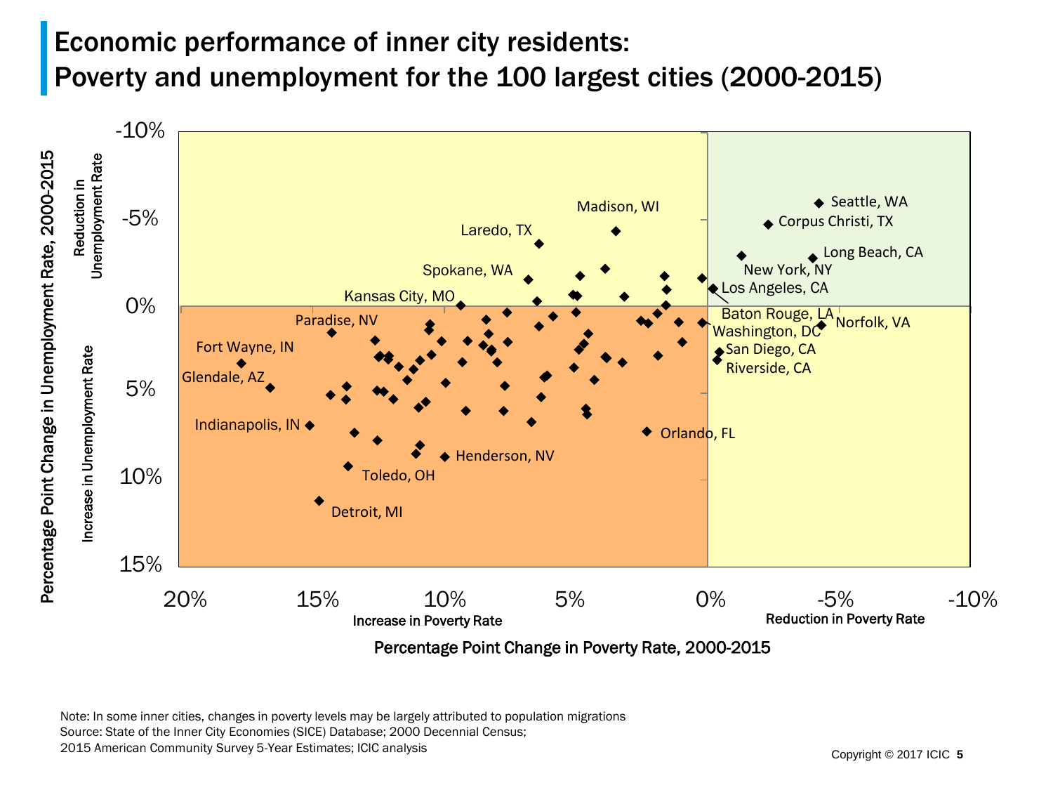# Economic performance of inner city residents: Poverty and unemployment for the 100 largest cities (2000-2015)

Percentage Point Change in Unemployment Rate, 2000-2015

Reduction in Unemployment Rate

Increase in Unemployment Rate

-10%
-5%
0%
5%
10%
15%

Madison, WI
Laredo, TX
Spokane, WA
Kansas City, MO
Paradise, NV
Fort Wayne, IN
Glendale, AZ
Indianapolis, IN
Toledo, OH
Detroit, MI
Henderson, NV
Orlando, FL
Seattle, WA
Corpus Christi, TX
Long Beach, CA
New York, NY
Los Angeles, CA
Baton Rouge, LA
Norfolk, VA
Washington, DC
San Diego, CA
Riverside, CA

20%
15%
10%
5%
0%
-5%
-10%

Increase in Poverty Rate

Reduction in Poverty Rate

Percentage Point Change in Poverty Rate, 2000-2015

Note: In some inner cities, changes in poverty levels may be largely attributed to population migrations
Source: State of the Inner City Economies (SICE) Database; 2000 Decennial Census;
2015 American Community Survey 5-Year Estimates; ICIC analysis

Copyright © 2017 ICIC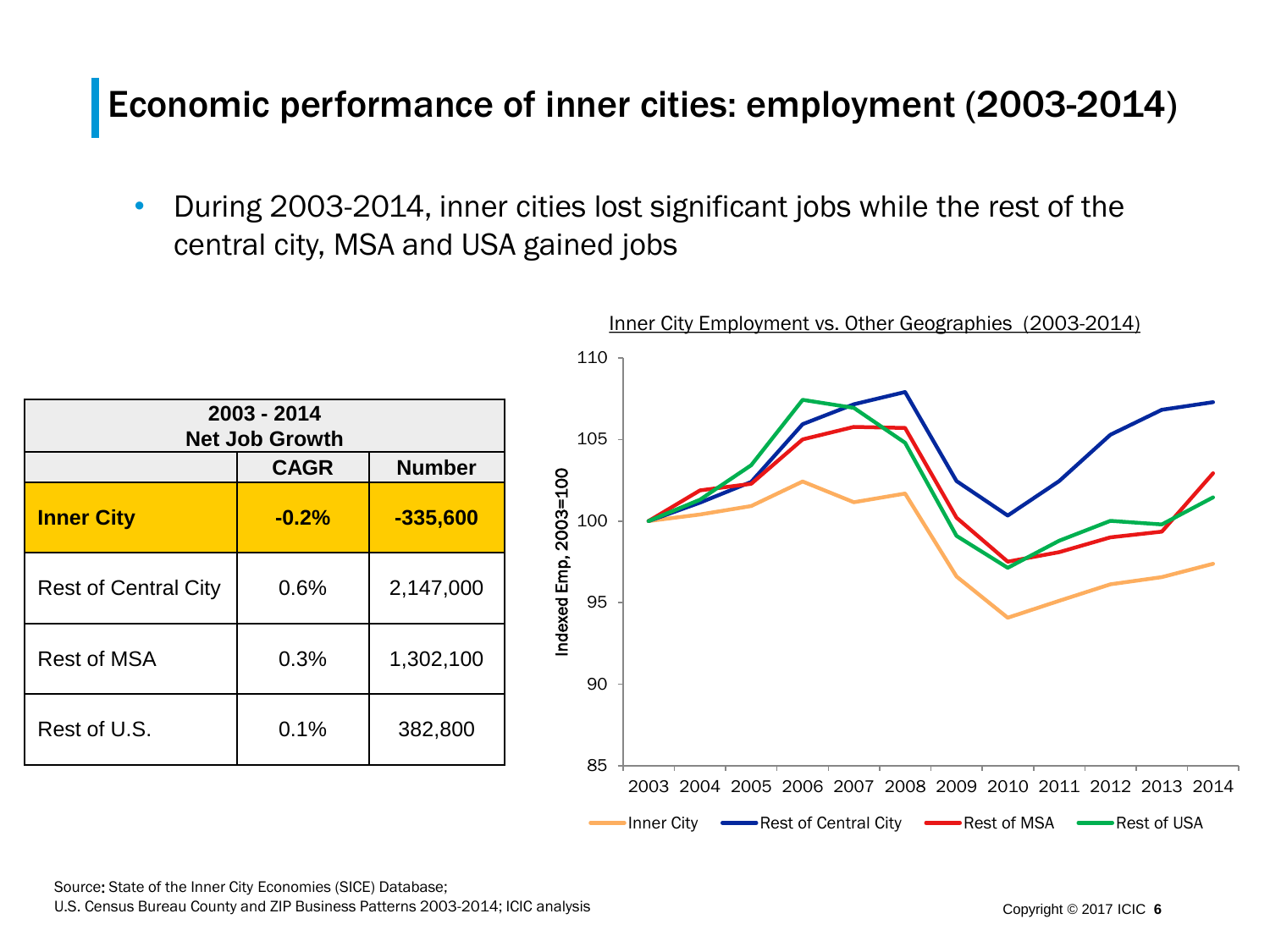# Economic performance of inner cities: employment (2003-2014)

- During 2003-2014, inner cities lost significant jobs while the rest of the central city, MSA and USA gained jobs

| 2003 - 2014 Net Job Growth | | |
|---|---|---|
| | CAGR | Number |
| **Inner City** | **-0.2%** | **-335,600** |
| Rest of Central City | 0.6% | 2,147,000 |
| Rest of MSA | 0.3% | 1,302,100 |
| Rest of U.S. | 0.1% | 382,800 |

Inner City Employment vs. Other Geographies (2003-2014)

Source: State of the Inner City Economies (SICE) Database;
U.S. Census Bureau County and ZIP Business Patterns 2003-2014; ICIC analysis

Copyright © 2017 ICIC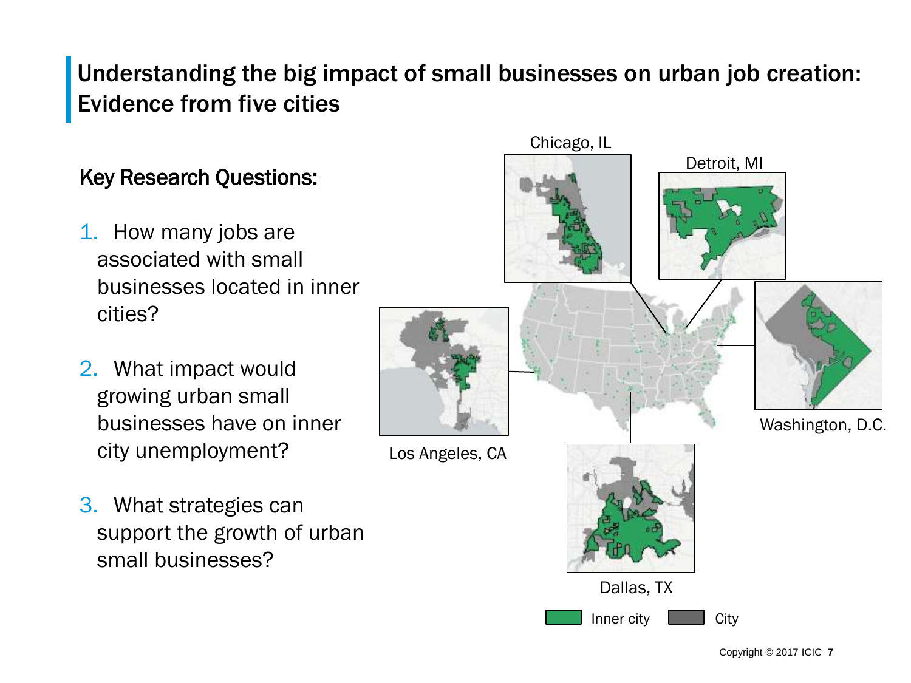# Understanding the big impact of small businesses on urban job creation: Evidence from five cities

## Key Research Questions:

1. How many jobs are associated with small businesses located in inner cities?
2. What impact would growing urban small businesses have on inner city unemployment?
3. What strategies can support the growth of urban small businesses?

Chicago, IL

Detroit, MI

Los Angeles, CA

Washington, D.C.

Dallas, TX

Inner city | City

Copyright © 2017 ICIC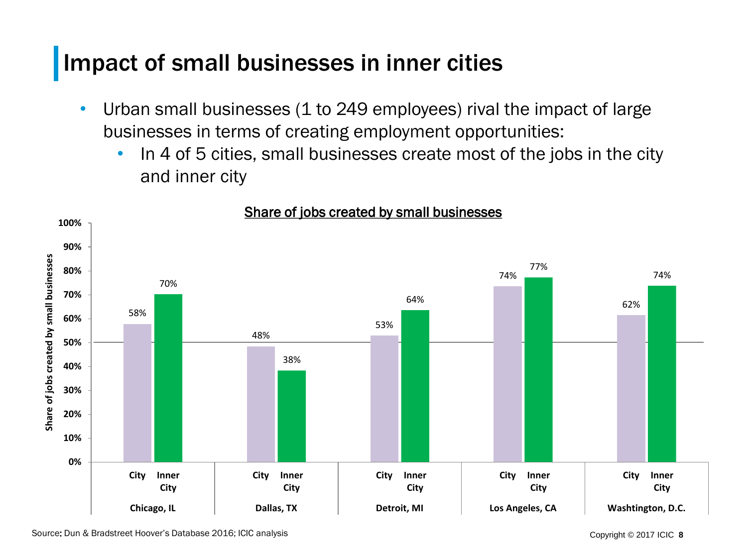# Impact of small businesses in inner cities

- Urban small businesses (1 to 249 employees) rival the impact of large businesses in terms of creating employment opportunities:
  - In 4 of 5 cities, small businesses create most of the jobs in the city and inner city

**Share of jobs created by small businesses**

| | City | Inner City |
|---|---|---|
| Chicago, IL | 58% | 70% |
| Dallas, TX | 48% | 38% |
| Detroit, MI | 53% | 64% |
| Los Angeles, CA | 74% | 77% |
| Washtington, D.C. | 62% | 74% |

Source: Dun & Bradstreet Hoover's Database 2016; ICIC analysis

Copyright © 2017 ICIC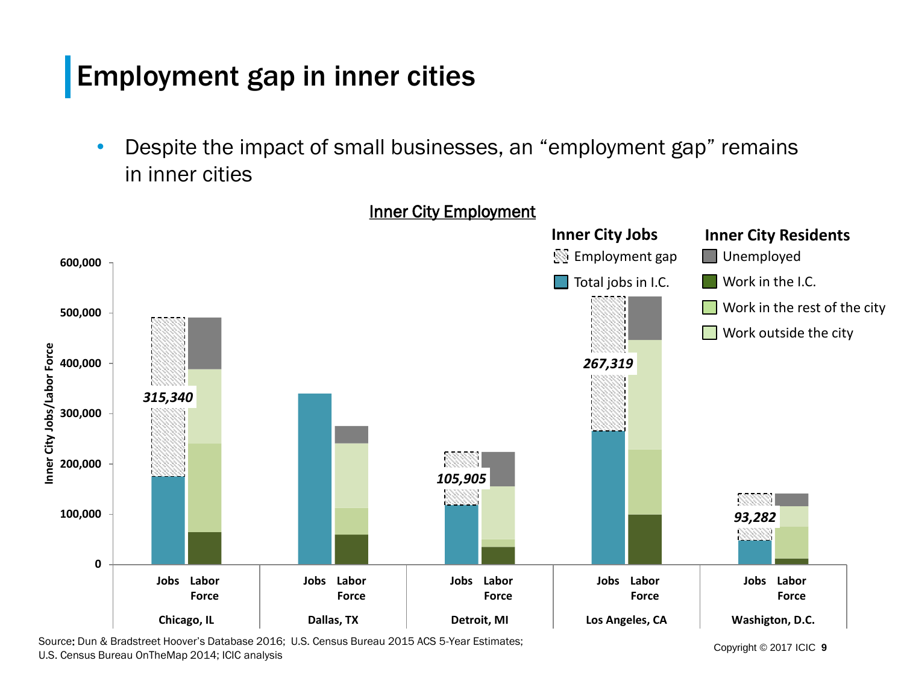# Employment gap in inner cities

- Despite the impact of small businesses, an "employment gap" remains in inner cities

**Inner City Employment**

**Inner City Jobs**
- Employment gap
- Total jobs in I.C.

**Inner City Residents**
- Unemployed
- Work in the I.C.
- Work in the rest of the city
- Work outside the city

Inner City Jobs/Labor Force: 0; 100,000; 200,000; 300,000; 400,000; 500,000; 600,000

| City | Employment gap |
| --- | --- |
| Chicago, IL | 315,340 |
| Dallas, TX | |
| Detroit, MI | 105,905 |
| Los Angeles, CA | 267,319 |
| Washigton, D.C. | 93,282 |

Source: Dun & Bradstreet Hoover's Database 2016; U.S. Census Bureau 2015 ACS 5-Year Estimates; U.S. Census Bureau OnTheMap 2014; ICIC analysis

Copyright © 2017 ICIC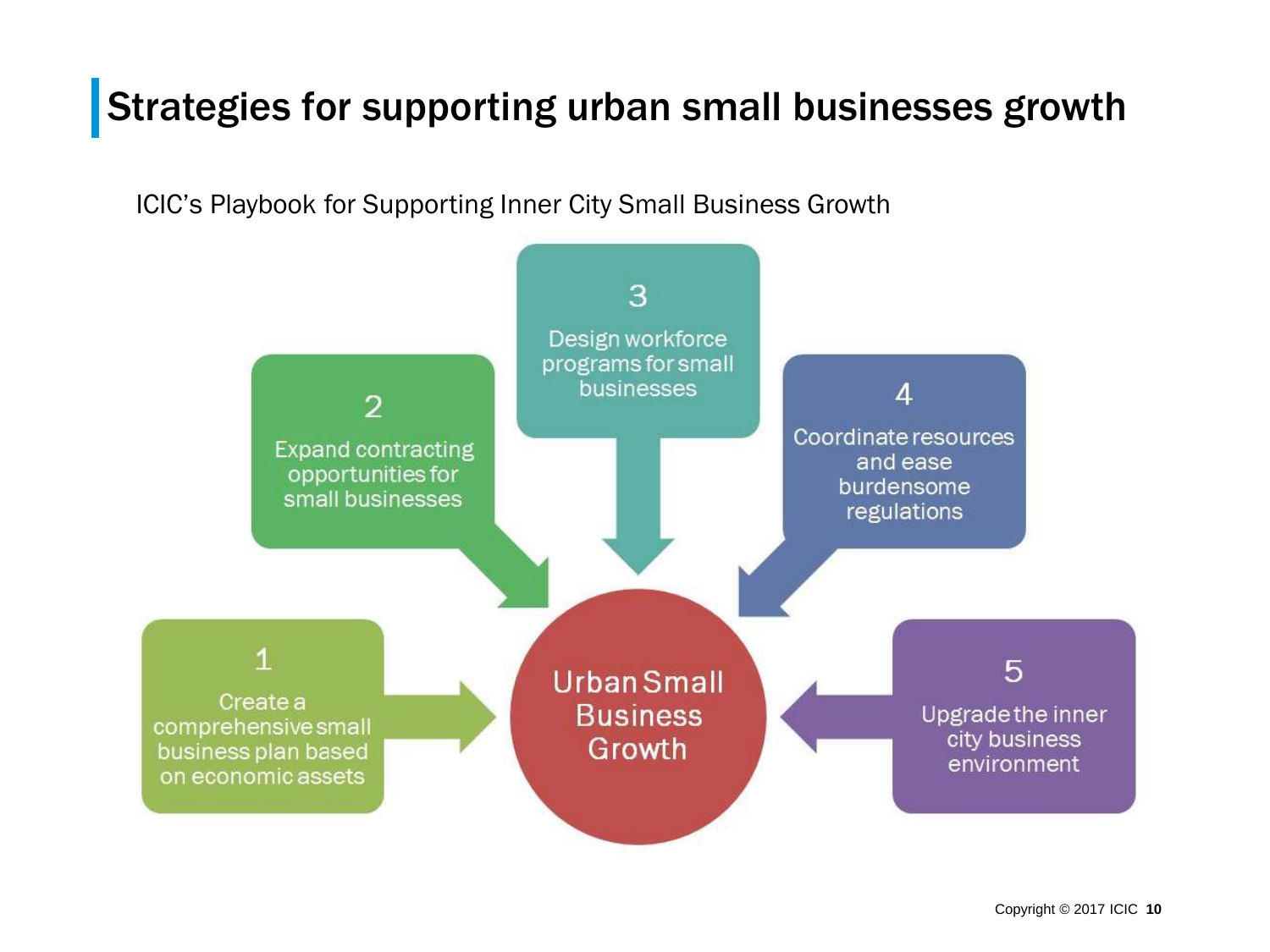# Strategies for supporting urban small businesses growth

ICIC's Playbook for Supporting Inner City Small Business Growth

1. Create a comprehensive small business plan based on economic assets
2. Expand contracting opportunities for small businesses
3. Design workforce programs for small businesses
4. Coordinate resources and ease burdensome regulations
5. Upgrade the inner city business environment

Urban Small Business Growth

Copyright © 2017 ICIC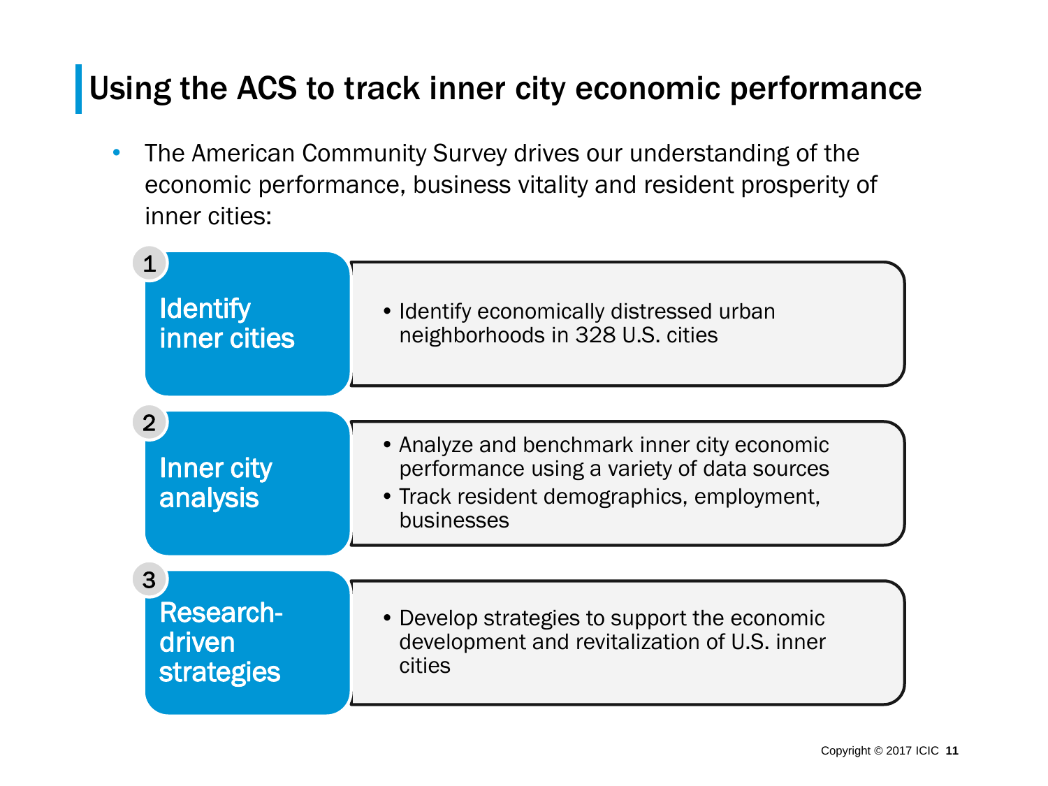# Using the ACS to track inner city economic performance

- The American Community Survey drives our understanding of the economic performance, business vitality and resident prosperity of inner cities:

**1. Identify inner cities**

- Identify economically distressed urban neighborhoods in 328 U.S. cities

**2. Inner city analysis**

- Analyze and benchmark inner city economic performance using a variety of data sources
- Track resident demographics, employment, businesses

**3. Research-driven strategies**

- Develop strategies to support the economic development and revitalization of U.S. inner cities

Copyright © 2017 ICIC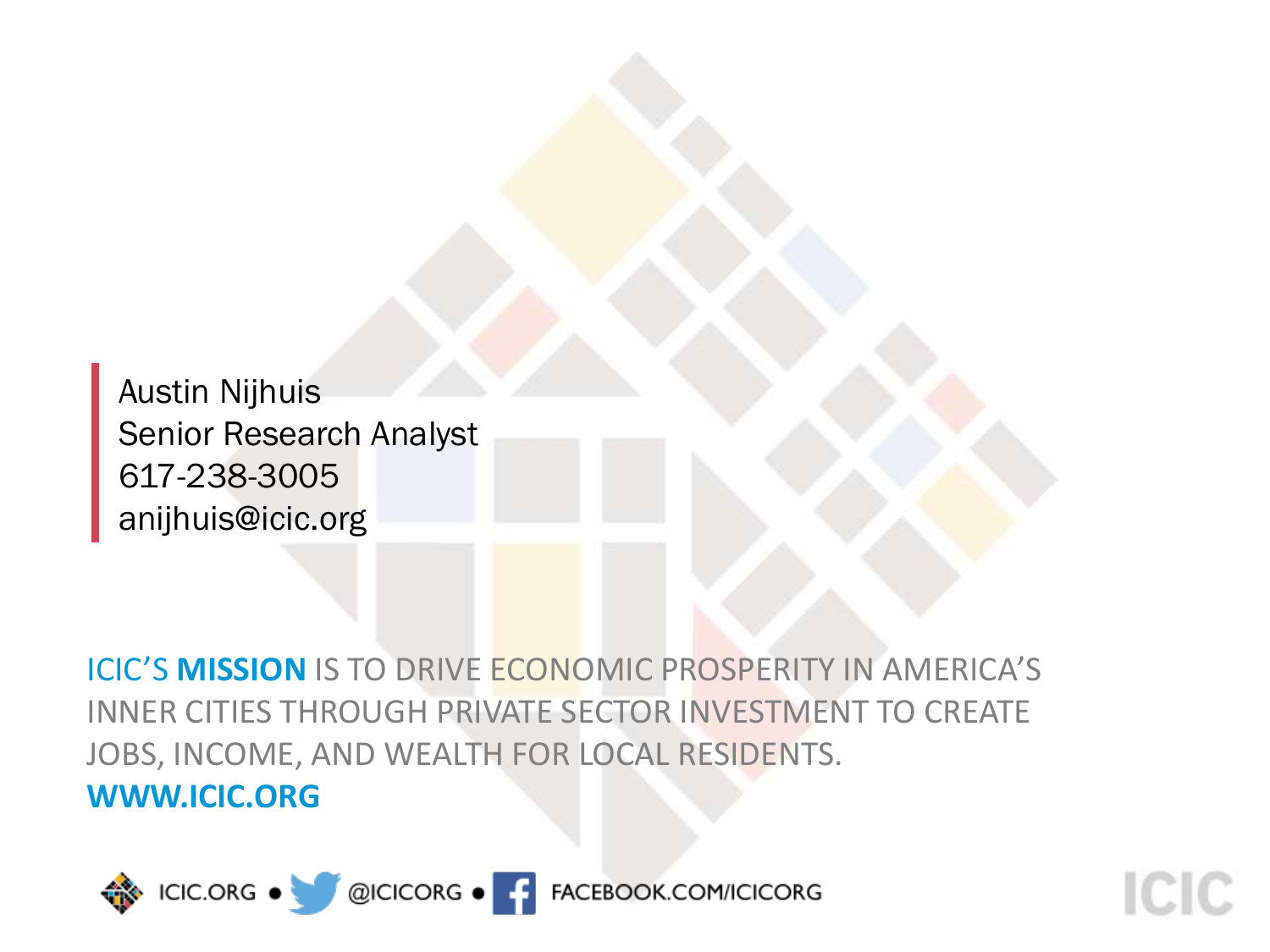Austin Nijhuis
Senior Research Analyst
617-238-3005
anijhuis@icic.org

ICIC'S **MISSION** IS TO DRIVE ECONOMIC PROSPERITY IN AMERICA'S INNER CITIES THROUGH PRIVATE SECTOR INVESTMENT TO CREATE JOBS, INCOME, AND WEALTH FOR LOCAL RESIDENTS.
**WWW.ICIC.ORG**

ICIC.ORG • @ICICORG • FACEBOOK.COM/ICICORG

ICIC